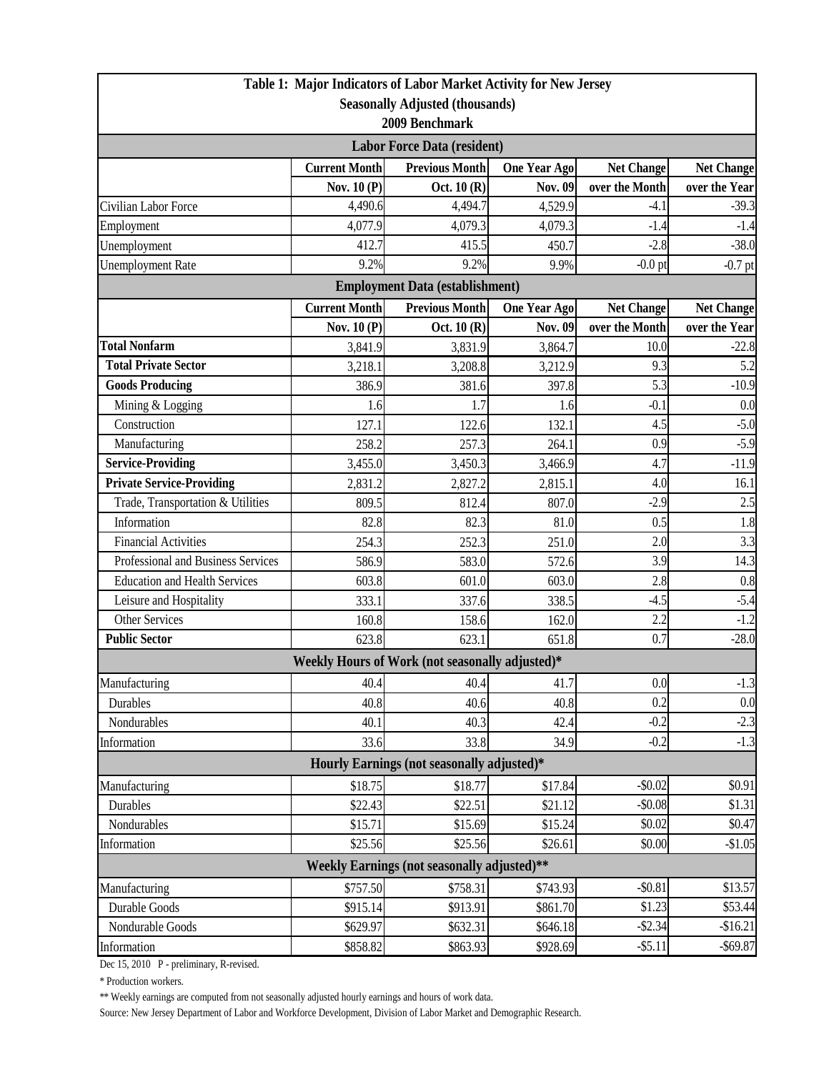# Table 1: Major Indicators of Labor Market Activity for New Jersey

**Seasonally Adjusted (thousands)**

**2009 Benchmark**

| Labor Force Data (resident) | | | | | |
|---|---|---|---|---|---|
| | Current Month | Previous Month | One Year Ago | Net Change | Net Change |
| | Nov. 10 (P) | Oct. 10 (R) | Nov. 09 | over the Month | over the Year |
| Civilian Labor Force | 4,490.6 | 4,494.7 | 4,529.9 | -4.1 | -39.3 |
| Employment | 4,077.9 | 4,079.3 | 4,079.3 | -1.4 | -1.4 |
| Unemployment | 412.7 | 415.5 | 450.7 | -2.8 | -38.0 |
| Unemployment Rate | 9.2% | 9.2% | 9.9% | -0.0 pt | -0.7 pt |
| **Employment Data (establishment)** | | | | | |
| | Current Month | Previous Month | One Year Ago | Net Change | Net Change |
| | Nov. 10 (P) | Oct. 10 (R) | Nov. 09 | over the Month | over the Year |
| **Total Nonfarm** | 3,841.9 | 3,831.9 | 3,864.7 | 10.0 | -22.8 |
| **Total Private Sector** | 3,218.1 | 3,208.8 | 3,212.9 | 9.3 | 5.2 |
| **Goods Producing** | 386.9 | 381.6 | 397.8 | 5.3 | -10.9 |
| Mining & Logging | 1.6 | 1.7 | 1.6 | -0.1 | 0.0 |
| Construction | 127.1 | 122.6 | 132.1 | 4.5 | -5.0 |
| Manufacturing | 258.2 | 257.3 | 264.1 | 0.9 | -5.9 |
| **Service-Providing** | 3,455.0 | 3,450.3 | 3,466.9 | 4.7 | -11.9 |
| **Private Service-Providing** | 2,831.2 | 2,827.2 | 2,815.1 | 4.0 | 16.1 |
| Trade, Transportation & Utilities | 809.5 | 812.4 | 807.0 | -2.9 | 2.5 |
| Information | 82.8 | 82.3 | 81.0 | 0.5 | 1.8 |
| Financial Activities | 254.3 | 252.3 | 251.0 | 2.0 | 3.3 |
| Professional and Business Services | 586.9 | 583.0 | 572.6 | 3.9 | 14.3 |
| Education and Health Services | 603.8 | 601.0 | 603.0 | 2.8 | 0.8 |
| Leisure and Hospitality | 333.1 | 337.6 | 338.5 | -4.5 | -5.4 |
| Other Services | 160.8 | 158.6 | 162.0 | 2.2 | -1.2 |
| **Public Sector** | 623.8 | 623.1 | 651.8 | 0.7 | -28.0 |
| **Weekly Hours of Work (not seasonally adjusted)*** | | | | | |
| Manufacturing | 40.4 | 40.4 | 41.7 | 0.0 | -1.3 |
| Durables | 40.8 | 40.6 | 40.8 | 0.2 | 0.0 |
| Nondurables | 40.1 | 40.3 | 42.4 | -0.2 | -2.3 |
| Information | 33.6 | 33.8 | 34.9 | -0.2 | -1.3 |
| **Hourly Earnings (not seasonally adjusted)*** | | | | | |
| Manufacturing | $18.75 | $18.77 | $17.84 | -$0.02 | $0.91 |
| Durables | $22.43 | $22.51 | $21.12 | -$0.08 | $1.31 |
| Nondurables | $15.71 | $15.69 | $15.24 | $0.02 | $0.47 |
| Information | $25.56 | $25.56 | $26.61 | $0.00 | -$1.05 |
| **Weekly Earnings (not seasonally adjusted)**** | | | | | |
| Manufacturing | $757.50 | $758.31 | $743.93 | -$0.81 | $13.57 |
| Durable Goods | $915.14 | $913.91 | $861.70 | $1.23 | $53.44 |
| Nondurable Goods | $629.97 | $632.31 | $646.18 | -$2.34 | -$16.21 |
| Information | $858.82 | $863.93 | $928.69 | -$5.11 | -$69.87 |

Dec 15, 2010 P - preliminary, R-revised.

* Production workers.

** Weekly earnings are computed from not seasonally adjusted hourly earnings and hours of work data.

Source: New Jersey Department of Labor and Workforce Development, Division of Labor Market and Demographic Research.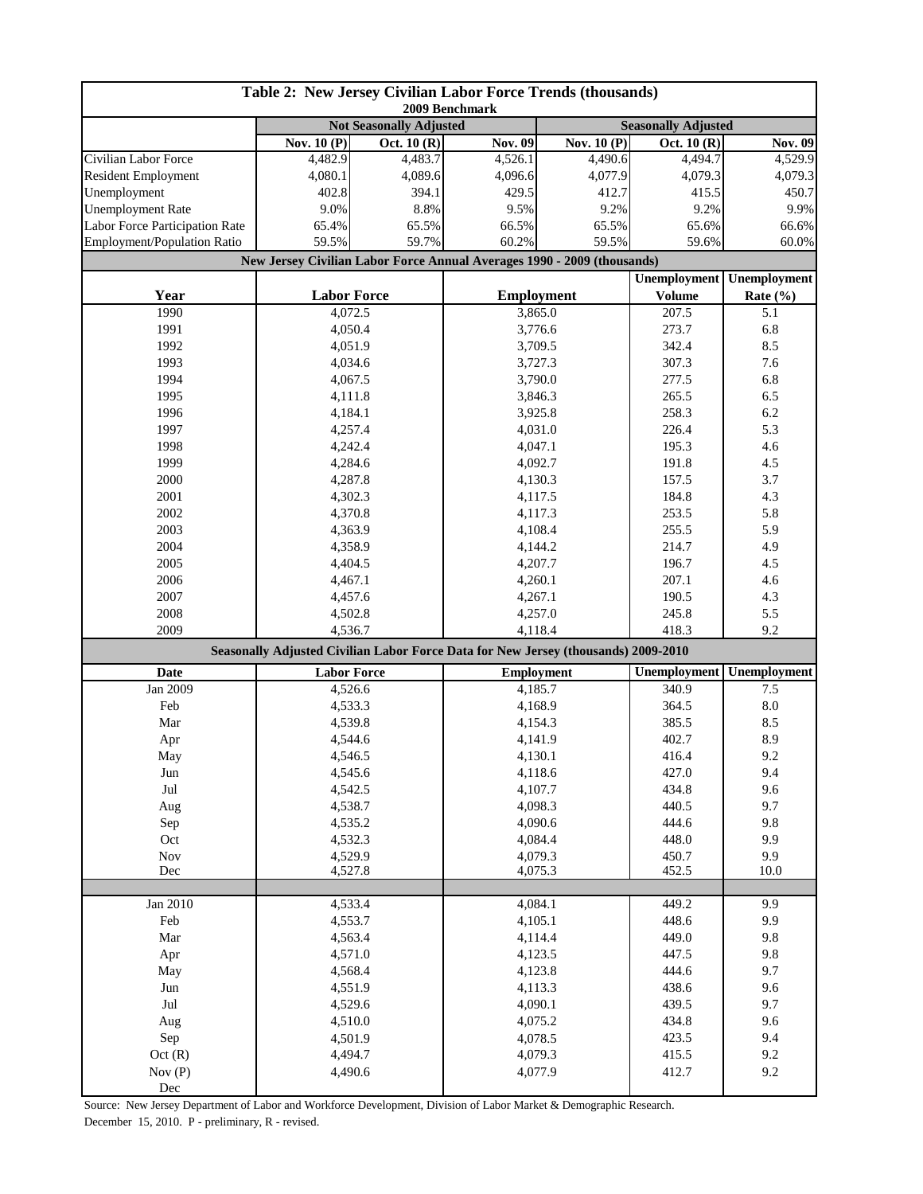# Table 2: New Jersey Civilian Labor Force Trends (thousands)

2009 Benchmark

| | Not Seasonally Adjusted | | | Seasonally Adjusted | | |
|---|---|---|---|---|---|---|
| | Nov. 10 (P) | Oct. 10 (R) | Nov. 09 | Nov. 10 (P) | Oct. 10 (R) | Nov. 09 |
| Civilian Labor Force | 4,482.9 | 4,483.7 | 4,526.1 | 4,490.6 | 4,494.7 | 4,529.9 |
| Resident Employment | 4,080.1 | 4,089.6 | 4,096.6 | 4,077.9 | 4,079.3 | 4,079.3 |
| Unemployment | 402.8 | 394.1 | 429.5 | 412.7 | 415.5 | 450.7 |
| Unemployment Rate | 9.0% | 8.8% | 9.5% | 9.2% | 9.2% | 9.9% |
| Labor Force Participation Rate | 65.4% | 65.5% | 66.5% | 65.5% | 65.6% | 66.6% |
| Employment/Population Ratio | 59.5% | 59.7% | 60.2% | 59.5% | 59.6% | 60.0% |

## New Jersey Civilian Labor Force Annual Averages 1990 - 2009 (thousands)

| Year | Labor Force | Employment | Unemployment Volume | Unemployment Rate (%) |
|---|---|---|---|---|
| 1990 | 4,072.5 | 3,865.0 | 207.5 | 5.1 |
| 1991 | 4,050.4 | 3,776.6 | 273.7 | 6.8 |
| 1992 | 4,051.9 | 3,709.5 | 342.4 | 8.5 |
| 1993 | 4,034.6 | 3,727.3 | 307.3 | 7.6 |
| 1994 | 4,067.5 | 3,790.0 | 277.5 | 6.8 |
| 1995 | 4,111.8 | 3,846.3 | 265.5 | 6.5 |
| 1996 | 4,184.1 | 3,925.8 | 258.3 | 6.2 |
| 1997 | 4,257.4 | 4,031.0 | 226.4 | 5.3 |
| 1998 | 4,242.4 | 4,047.1 | 195.3 | 4.6 |
| 1999 | 4,284.6 | 4,092.7 | 191.8 | 4.5 |
| 2000 | 4,287.8 | 4,130.3 | 157.5 | 3.7 |
| 2001 | 4,302.3 | 4,117.5 | 184.8 | 4.3 |
| 2002 | 4,370.8 | 4,117.3 | 253.5 | 5.8 |
| 2003 | 4,363.9 | 4,108.4 | 255.5 | 5.9 |
| 2004 | 4,358.9 | 4,144.2 | 214.7 | 4.9 |
| 2005 | 4,404.5 | 4,207.7 | 196.7 | 4.5 |
| 2006 | 4,467.1 | 4,260.1 | 207.1 | 4.6 |
| 2007 | 4,457.6 | 4,267.1 | 190.5 | 4.3 |
| 2008 | 4,502.8 | 4,257.0 | 245.8 | 5.5 |
| 2009 | 4,536.7 | 4,118.4 | 418.3 | 9.2 |

## Seasonally Adjusted Civilian Labor Force Data for New Jersey (thousands) 2009-2010

| Date | Labor Force | Employment | Unemployment | Unemployment |
|---|---|---|---|---|
| Jan 2009 | 4,526.6 | 4,185.7 | 340.9 | 7.5 |
| Feb | 4,533.3 | 4,168.9 | 364.5 | 8.0 |
| Mar | 4,539.8 | 4,154.3 | 385.5 | 8.5 |
| Apr | 4,544.6 | 4,141.9 | 402.7 | 8.9 |
| May | 4,546.5 | 4,130.1 | 416.4 | 9.2 |
| Jun | 4,545.6 | 4,118.6 | 427.0 | 9.4 |
| Jul | 4,542.5 | 4,107.7 | 434.8 | 9.6 |
| Aug | 4,538.7 | 4,098.3 | 440.5 | 9.7 |
| Sep | 4,535.2 | 4,090.6 | 444.6 | 9.8 |
| Oct | 4,532.3 | 4,084.4 | 448.0 | 9.9 |
| Nov | 4,529.9 | 4,079.3 | 450.7 | 9.9 |
| Dec | 4,527.8 | 4,075.3 | 452.5 | 10.0 |
| | | | | |
| Jan 2010 | 4,533.4 | 4,084.1 | 449.2 | 9.9 |
| Feb | 4,553.7 | 4,105.1 | 448.6 | 9.9 |
| Mar | 4,563.4 | 4,114.4 | 449.0 | 9.8 |
| Apr | 4,571.0 | 4,123.5 | 447.5 | 9.8 |
| May | 4,568.4 | 4,123.8 | 444.6 | 9.7 |
| Jun | 4,551.9 | 4,113.3 | 438.6 | 9.6 |
| Jul | 4,529.6 | 4,090.1 | 439.5 | 9.7 |
| Aug | 4,510.0 | 4,075.2 | 434.8 | 9.6 |
| Sep | 4,501.9 | 4,078.5 | 423.5 | 9.4 |
| Oct (R) | 4,494.7 | 4,079.3 | 415.5 | 9.2 |
| Nov (P) | 4,490.6 | 4,077.9 | 412.7 | 9.2 |
| Dec | | | | |

Source: New Jersey Department of Labor and Workforce Development, Division of Labor Market & Demographic Research.

December 15, 2010. P - preliminary, R - revised.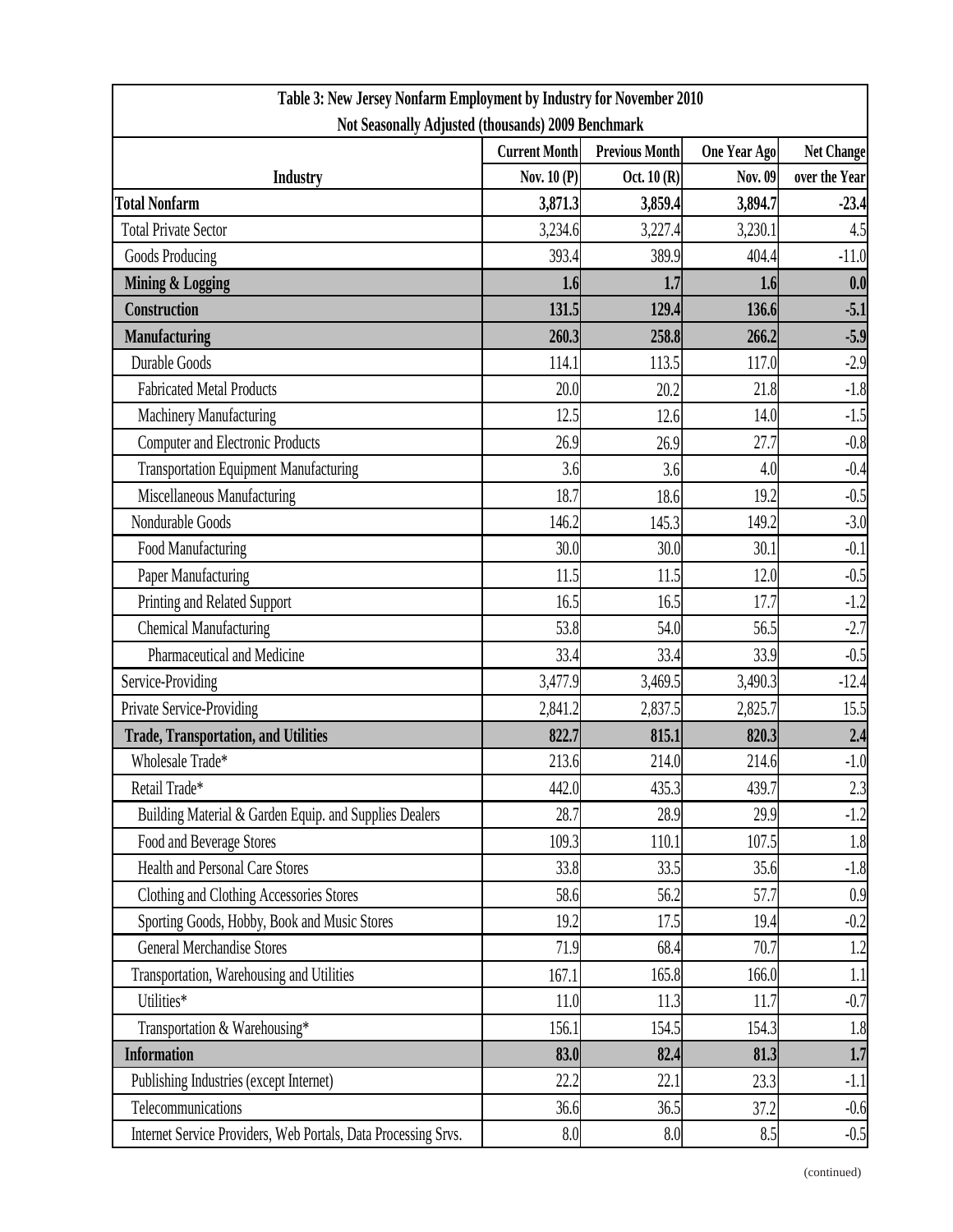| Table 3: New Jersey Nonfarm Employment by Industry for November 2010<br>Not Seasonally Adjusted (thousands) 2009 Benchmark | | | | |
|---|---|---|---|---|
| | Current Month | Previous Month | One Year Ago | Net Change |
| Industry | Nov. 10 (P) | Oct. 10 (R) | Nov. 09 | over the Year |
| **Total Nonfarm** | **3,871.3** | **3,859.4** | **3,894.7** | **-23.4** |
| Total Private Sector | 3,234.6 | 3,227.4 | 3,230.1 | 4.5 |
| Goods Producing | 393.4 | 389.9 | 404.4 | -11.0 |
| **Mining & Logging** | **1.6** | **1.7** | **1.6** | **0.0** |
| **Construction** | **131.5** | **129.4** | **136.6** | **-5.1** |
| **Manufacturing** | **260.3** | **258.8** | **266.2** | **-5.9** |
| Durable Goods | 114.1 | 113.5 | 117.0 | -2.9 |
| Fabricated Metal Products | 20.0 | 20.2 | 21.8 | -1.8 |
| Machinery Manufacturing | 12.5 | 12.6 | 14.0 | -1.5 |
| Computer and Electronic Products | 26.9 | 26.9 | 27.7 | -0.8 |
| Transportation Equipment Manufacturing | 3.6 | 3.6 | 4.0 | -0.4 |
| Miscellaneous Manufacturing | 18.7 | 18.6 | 19.2 | -0.5 |
| Nondurable Goods | 146.2 | 145.3 | 149.2 | -3.0 |
| Food Manufacturing | 30.0 | 30.0 | 30.1 | -0.1 |
| Paper Manufacturing | 11.5 | 11.5 | 12.0 | -0.5 |
| Printing and Related Support | 16.5 | 16.5 | 17.7 | -1.2 |
| Chemical Manufacturing | 53.8 | 54.0 | 56.5 | -2.7 |
| Pharmaceutical and Medicine | 33.4 | 33.4 | 33.9 | -0.5 |
| Service-Providing | 3,477.9 | 3,469.5 | 3,490.3 | -12.4 |
| Private Service-Providing | 2,841.2 | 2,837.5 | 2,825.7 | 15.5 |
| **Trade, Transportation, and Utilities** | **822.7** | **815.1** | **820.3** | **2.4** |
| Wholesale Trade* | 213.6 | 214.0 | 214.6 | -1.0 |
| Retail Trade* | 442.0 | 435.3 | 439.7 | 2.3 |
| Building Material & Garden Equip. and Supplies Dealers | 28.7 | 28.9 | 29.9 | -1.2 |
| Food and Beverage Stores | 109.3 | 110.1 | 107.5 | 1.8 |
| Health and Personal Care Stores | 33.8 | 33.5 | 35.6 | -1.8 |
| Clothing and Clothing Accessories Stores | 58.6 | 56.2 | 57.7 | 0.9 |
| Sporting Goods, Hobby, Book and Music Stores | 19.2 | 17.5 | 19.4 | -0.2 |
| General Merchandise Stores | 71.9 | 68.4 | 70.7 | 1.2 |
| Transportation, Warehousing and Utilities | 167.1 | 165.8 | 166.0 | 1.1 |
| Utilities* | 11.0 | 11.3 | 11.7 | -0.7 |
| Transportation & Warehousing* | 156.1 | 154.5 | 154.3 | 1.8 |
| **Information** | **83.0** | **82.4** | **81.3** | **1.7** |
| Publishing Industries (except Internet) | 22.2 | 22.1 | 23.3 | -1.1 |
| Telecommunications | 36.6 | 36.5 | 37.2 | -0.6 |
| Internet Service Providers, Web Portals, Data Processing Srvs. | 8.0 | 8.0 | 8.5 | -0.5 |

(continued)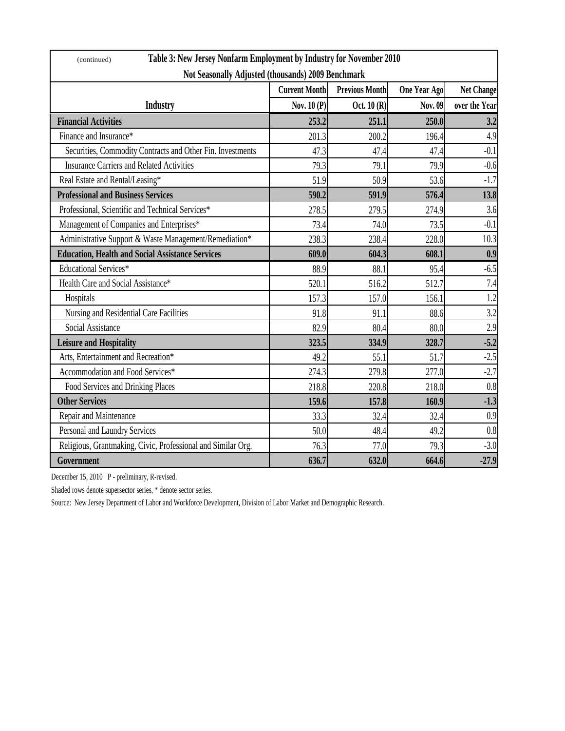(continued)

## Table 3: New Jersey Nonfarm Employment by Industry for November 2010

**Not Seasonally Adjusted (thousands) 2009 Benchmark**

| Industry | Current Month Nov. 10 (P) | Previous Month Oct. 10 (R) | One Year Ago Nov. 09 | Net Change over the Year |
|---|---|---|---|---|
| **Financial Activities** | **253.2** | **251.1** | **250.0** | **3.2** |
| Finance and Insurance* | 201.3 | 200.2 | 196.4 | 4.9 |
| Securities, Commodity Contracts and Other Fin. Investments | 47.3 | 47.4 | 47.4 | -0.1 |
| Insurance Carriers and Related Activities | 79.3 | 79.1 | 79.9 | -0.6 |
| Real Estate and Rental/Leasing* | 51.9 | 50.9 | 53.6 | -1.7 |
| **Professional and Business Services** | **590.2** | **591.9** | **576.4** | **13.8** |
| Professional, Scientific and Technical Services* | 278.5 | 279.5 | 274.9 | 3.6 |
| Management of Companies and Enterprises* | 73.4 | 74.0 | 73.5 | -0.1 |
| Administrative Support & Waste Management/Remediation* | 238.3 | 238.4 | 228.0 | 10.3 |
| **Education, Health and Social Assistance Services** | **609.0** | **604.3** | **608.1** | **0.9** |
| Educational Services* | 88.9 | 88.1 | 95.4 | -6.5 |
| Health Care and Social Assistance* | 520.1 | 516.2 | 512.7 | 7.4 |
| Hospitals | 157.3 | 157.0 | 156.1 | 1.2 |
| Nursing and Residential Care Facilities | 91.8 | 91.1 | 88.6 | 3.2 |
| Social Assistance | 82.9 | 80.4 | 80.0 | 2.9 |
| **Leisure and Hospitality** | **323.5** | **334.9** | **328.7** | **-5.2** |
| Arts, Entertainment and Recreation* | 49.2 | 55.1 | 51.7 | -2.5 |
| Accommodation and Food Services* | 274.3 | 279.8 | 277.0 | -2.7 |
| Food Services and Drinking Places | 218.8 | 220.8 | 218.0 | 0.8 |
| **Other Services** | **159.6** | **157.8** | **160.9** | **-1.3** |
| Repair and Maintenance | 33.3 | 32.4 | 32.4 | 0.9 |
| Personal and Laundry Services | 50.0 | 48.4 | 49.2 | 0.8 |
| Religious, Grantmaking, Civic, Professional and Similar Org. | 76.3 | 77.0 | 79.3 | -3.0 |
| **Government** | **636.7** | **632.0** | **664.6** | **-27.9** |

December 15, 2010 P - preliminary, R-revised.

Shaded rows denote supersector series, * denote sector series.

Source: New Jersey Department of Labor and Workforce Development, Division of Labor Market and Demographic Research.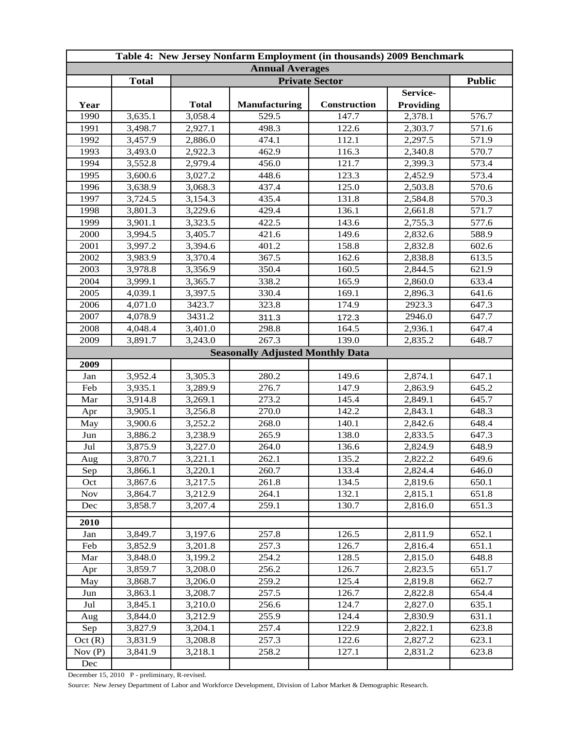| Table 4: New Jersey Nonfarm Employment (in thousands) 2009 Benchmark | | | | | | |
|---|---|---|---|---|---|---|
| **Annual Averages** | | | | | | |
| | **Total** | **Private Sector** | | | | **Public** |
| **Year** | | **Total** | **Manufacturing** | **Construction** | **Service-Providing** | |
| 1990 | 3,635.1 | 3,058.4 | 529.5 | 147.7 | 2,378.1 | 576.7 |
| 1991 | 3,498.7 | 2,927.1 | 498.3 | 122.6 | 2,303.7 | 571.6 |
| 1992 | 3,457.9 | 2,886.0 | 474.1 | 112.1 | 2,297.5 | 571.9 |
| 1993 | 3,493.0 | 2,922.3 | 462.9 | 116.3 | 2,340.8 | 570.7 |
| 1994 | 3,552.8 | 2,979.4 | 456.0 | 121.7 | 2,399.3 | 573.4 |
| 1995 | 3,600.6 | 3,027.2 | 448.6 | 123.3 | 2,452.9 | 573.4 |
| 1996 | 3,638.9 | 3,068.3 | 437.4 | 125.0 | 2,503.8 | 570.6 |
| 1997 | 3,724.5 | 3,154.3 | 435.4 | 131.8 | 2,584.8 | 570.3 |
| 1998 | 3,801.3 | 3,229.6 | 429.4 | 136.1 | 2,661.8 | 571.7 |
| 1999 | 3,901.1 | 3,323.5 | 422.5 | 143.6 | 2,755.3 | 577.6 |
| 2000 | 3,994.5 | 3,405.7 | 421.6 | 149.6 | 2,832.6 | 588.9 |
| 2001 | 3,997.2 | 3,394.6 | 401.2 | 158.8 | 2,832.8 | 602.6 |
| 2002 | 3,983.9 | 3,370.4 | 367.5 | 162.6 | 2,838.8 | 613.5 |
| 2003 | 3,978.8 | 3,356.9 | 350.4 | 160.5 | 2,844.5 | 621.9 |
| 2004 | 3,999.1 | 3,365.7 | 338.2 | 165.9 | 2,860.0 | 633.4 |
| 2005 | 4,039.1 | 3,397.5 | 330.4 | 169.1 | 2,896.3 | 641.6 |
| 2006 | 4,071.0 | 3423.7 | 323.8 | 174.9 | 2923.3 | 647.3 |
| 2007 | 4,078.9 | 3431.2 | 311.3 | 172.3 | 2946.0 | 647.7 |
| 2008 | 4,048.4 | 3,401.0 | 298.8 | 164.5 | 2,936.1 | 647.4 |
| 2009 | 3,891.7 | 3,243.0 | 267.3 | 139.0 | 2,835.2 | 648.7 |
| **Seasonally Adjusted Monthly Data** | | | | | | |
| **2009** | | | | | | |
| Jan | 3,952.4 | 3,305.3 | 280.2 | 149.6 | 2,874.1 | 647.1 |
| Feb | 3,935.1 | 3,289.9 | 276.7 | 147.9 | 2,863.9 | 645.2 |
| Mar | 3,914.8 | 3,269.1 | 273.2 | 145.4 | 2,849.1 | 645.7 |
| Apr | 3,905.1 | 3,256.8 | 270.0 | 142.2 | 2,843.1 | 648.3 |
| May | 3,900.6 | 3,252.2 | 268.0 | 140.1 | 2,842.6 | 648.4 |
| Jun | 3,886.2 | 3,238.9 | 265.9 | 138.0 | 2,833.5 | 647.3 |
| Jul | 3,875.9 | 3,227.0 | 264.0 | 136.6 | 2,824.9 | 648.9 |
| Aug | 3,870.7 | 3,221.1 | 262.1 | 135.2 | 2,822.2 | 649.6 |
| Sep | 3,866.1 | 3,220.1 | 260.7 | 133.4 | 2,824.4 | 646.0 |
| Oct | 3,867.6 | 3,217.5 | 261.8 | 134.5 | 2,819.6 | 650.1 |
| Nov | 3,864.7 | 3,212.9 | 264.1 | 132.1 | 2,815.1 | 651.8 |
| Dec | 3,858.7 | 3,207.4 | 259.1 | 130.7 | 2,816.0 | 651.3 |
| **2010** | | | | | | |
| Jan | 3,849.7 | 3,197.6 | 257.8 | 126.5 | 2,811.9 | 652.1 |
| Feb | 3,852.9 | 3,201.8 | 257.3 | 126.7 | 2,816.4 | 651.1 |
| Mar | 3,848.0 | 3,199.2 | 254.2 | 128.5 | 2,815.0 | 648.8 |
| Apr | 3,859.7 | 3,208.0 | 256.2 | 126.7 | 2,823.5 | 651.7 |
| May | 3,868.7 | 3,206.0 | 259.2 | 125.4 | 2,819.8 | 662.7 |
| Jun | 3,863.1 | 3,208.7 | 257.5 | 126.7 | 2,822.8 | 654.4 |
| Jul | 3,845.1 | 3,210.0 | 256.6 | 124.7 | 2,827.0 | 635.1 |
| Aug | 3,844.0 | 3,212.9 | 255.9 | 124.4 | 2,830.9 | 631.1 |
| Sep | 3,827.9 | 3,204.1 | 257.4 | 122.9 | 2,822.1 | 623.8 |
| Oct (R) | 3,831.9 | 3,208.8 | 257.3 | 122.6 | 2,827.2 | 623.1 |
| Nov (P) | 3,841.9 | 3,218.1 | 258.2 | 127.1 | 2,831.2 | 623.8 |
| Dec | | | | | | |

December 15, 2010 P - preliminary, R-revised.

Source: New Jersey Department of Labor and Workforce Development, Division of Labor Market & Demographic Research.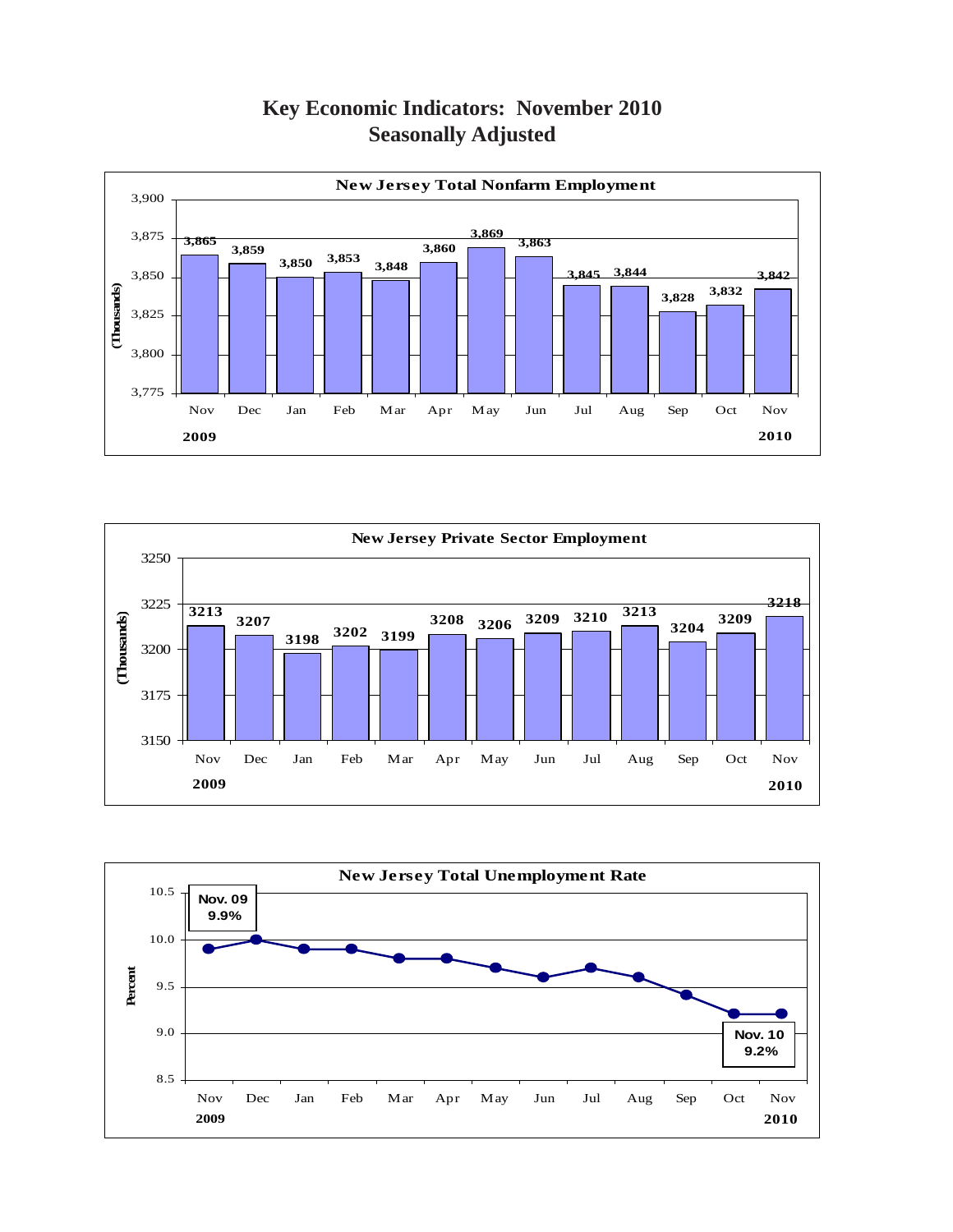# Key Economic Indicators: November 2010
## Seasonally Adjusted

New Jersey Total Nonfarm Employment

(Thousands)

3,900
3,875
3,850
3,825
3,800
3,775

3,865
3,859
3,850
3,853
3,848
3,860
3,869
3,863
3,845
3,844
3,828
3,832
3,842

Nov Dec Jan Feb Mar Apr May Jun Jul Aug Sep Oct Nov

2009
2010

New Jersey Private Sector Employment

(Thousands)

3250
3225
3200
3175
3150

3213
3207
3198
3202
3199
3208
3206
3209
3210
3213
3204
3209
3218

Nov Dec Jan Feb Mar Apr May Jun Jul Aug Sep Oct Nov

2009
2010

New Jersey Total Unemployment Rate

Percent

10.5
10.0
9.5
9.0
8.5

Nov. 09
9.9%

Nov. 10
9.2%

Nov Dec Jan Feb Mar Apr May Jun Jul Aug Sep Oct Nov

2009
2010